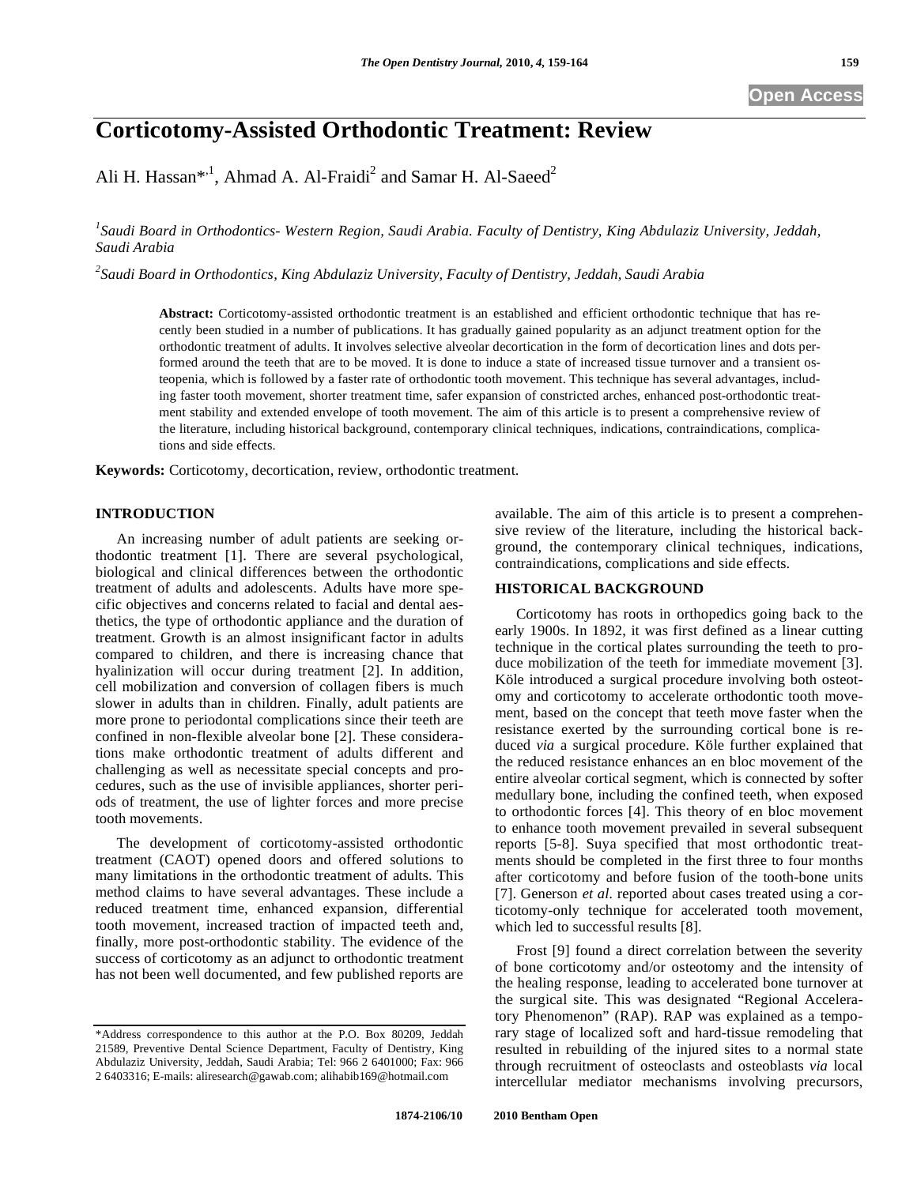Open Access

# Corticotomy-Assisted Orthodontic Treatment: Review

Ali H. Hassan*[,1], Ahmad A. Al-Fraidi[2] and Samar H. Al-Saeed[2]

[1]*Saudi Board in Orthodontics- Western Region, Saudi Arabia. Faculty of Dentistry, King Abdulaziz University, Jeddah, Saudi Arabia*

[2]*Saudi Board in Orthodontics, King Abdulaziz University, Faculty of Dentistry, Jeddah, Saudi Arabia*

**Abstract:** Corticotomy-assisted orthodontic treatment is an established and efficient orthodontic technique that has recently been studied in a number of publications. It has gradually gained popularity as an adjunct treatment option for the orthodontic treatment of adults. It involves selective alveolar decortication in the form of decortication lines and dots performed around the teeth that are to be moved. It is done to induce a state of increased tissue turnover and a transient osteopenia, which is followed by a faster rate of orthodontic tooth movement. This technique has several advantages, including faster tooth movement, shorter treatment time, safer expansion of constricted arches, enhanced post-orthodontic treatment stability and extended envelope of tooth movement. The aim of this article is to present a comprehensive review of the literature, including historical background, contemporary clinical techniques, indications, contraindications, complications and side effects.

**Keywords:** Corticotomy, decortication, review, orthodontic treatment.

## INTRODUCTION

An increasing number of adult patients are seeking orthodontic treatment [1]. There are several psychological, biological and clinical differences between the orthodontic treatment of adults and adolescents. Adults have more specific objectives and concerns related to facial and dental aesthetics, the type of orthodontic appliance and the duration of treatment. Growth is an almost insignificant factor in adults compared to children, and there is increasing chance that hyalinization will occur during treatment [2]. In addition, cell mobilization and conversion of collagen fibers is much slower in adults than in children. Finally, adult patients are more prone to periodontal complications since their teeth are confined in non-flexible alveolar bone [2]. These considerations make orthodontic treatment of adults different and challenging as well as necessitate special concepts and procedures, such as the use of invisible appliances, shorter periods of treatment, the use of lighter forces and more precise tooth movements.

The development of corticotomy-assisted orthodontic treatment (CAOT) opened doors and offered solutions to many limitations in the orthodontic treatment of adults. This method claims to have several advantages. These include a reduced treatment time, enhanced expansion, differential tooth movement, increased traction of impacted teeth and, finally, more post-orthodontic stability. The evidence of the success of corticotomy as an adjunct to orthodontic treatment has not been well documented, and few published reports are available. The aim of this article is to present a comprehensive review of the literature, including the historical background, the contemporary clinical techniques, indications, contraindications, complications and side effects.

## HISTORICAL BACKGROUND

Corticotomy has roots in orthopedics going back to the early 1900s. In 1892, it was first defined as a linear cutting technique in the cortical plates surrounding the teeth to produce mobilization of the teeth for immediate movement [3]. Köle introduced a surgical procedure involving both osteotomy and corticotomy to accelerate orthodontic tooth movement, based on the concept that teeth move faster when the resistance exerted by the surrounding cortical bone is reduced *via* a surgical procedure. Köle further explained that the reduced resistance enhances an en bloc movement of the entire alveolar cortical segment, which is connected by softer medullary bone, including the confined teeth, when exposed to orthodontic forces [4]. This theory of en bloc movement to enhance tooth movement prevailed in several subsequent reports [5-8]. Suya specified that most orthodontic treatments should be completed in the first three to four months after corticotomy and before fusion of the tooth-bone units [7]. Generson *et al*. reported about cases treated using a corticotomy-only technique for accelerated tooth movement, which led to successful results [8].

Frost [9] found a direct correlation between the severity of bone corticotomy and/or osteotomy and the intensity of the healing response, leading to accelerated bone turnover at the surgical site. This was designated "Regional Acceleratory Phenomenon" (RAP). RAP was explained as a temporary stage of localized soft and hard-tissue remodeling that resulted in rebuilding of the injured sites to a normal state through recruitment of osteoclasts and osteoblasts *via* local intercellular mediator mechanisms involving precursors,

*Address correspondence to this author at the P.O. Box 80209, Jeddah 21589, Preventive Dental Science Department, Faculty of Dentistry, King Abdulaziz University, Jeddah, Saudi Arabia; Tel: 966 2 6401000; Fax: 966 2 6403316; E-mails: aliresearch@gawab.com; alihabib169@hotmail.com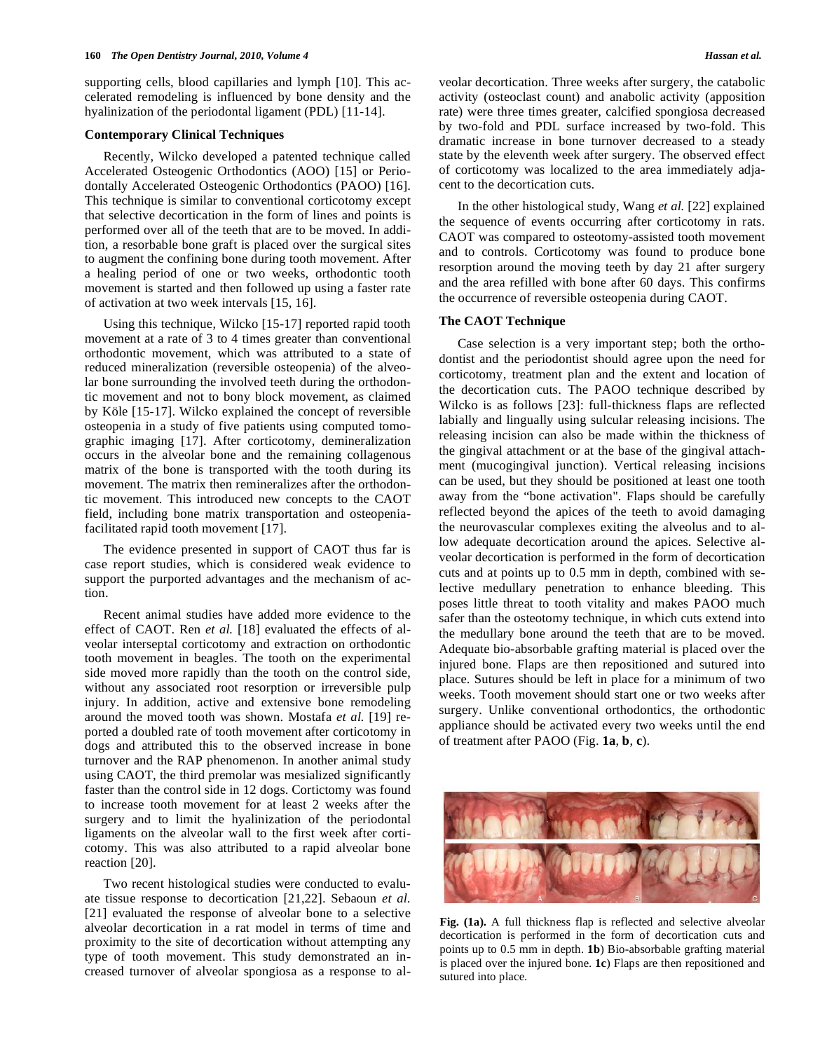supporting cells, blood capillaries and lymph [10]. This accelerated remodeling is influenced by bone density and the hyalinization of the periodontal ligament (PDL) [11-14].

### Contemporary Clinical Techniques

Recently, Wilcko developed a patented technique called Accelerated Osteogenic Orthodontics (AOO) [15] or Periodontally Accelerated Osteogenic Orthodontics (PAOO) [16]. This technique is similar to conventional corticotomy except that selective decortication in the form of lines and points is performed over all of the teeth that are to be moved. In addition, a resorbable bone graft is placed over the surgical sites to augment the confining bone during tooth movement. After a healing period of one or two weeks, orthodontic tooth movement is started and then followed up using a faster rate of activation at two week intervals [15, 16].

Using this technique, Wilcko [15-17] reported rapid tooth movement at a rate of 3 to 4 times greater than conventional orthodontic movement, which was attributed to a state of reduced mineralization (reversible osteopenia) of the alveolar bone surrounding the involved teeth during the orthodontic movement and not to bony block movement, as claimed by Köle [15-17]. Wilcko explained the concept of reversible osteopenia in a study of five patients using computed tomographic imaging [17]. After corticotomy, demineralization occurs in the alveolar bone and the remaining collagenous matrix of the bone is transported with the tooth during its movement. The matrix then remineralizes after the orthodontic movement. This introduced new concepts to the CAOT field, including bone matrix transportation and osteopenia-facilitated rapid tooth movement [17].

The evidence presented in support of CAOT thus far is case report studies, which is considered weak evidence to support the purported advantages and the mechanism of action.

Recent animal studies have added more evidence to the effect of CAOT. Ren *et al.* [18] evaluated the effects of alveolar interseptal corticotomy and extraction on orthodontic tooth movement in beagles. The tooth on the experimental side moved more rapidly than the tooth on the control side, without any associated root resorption or irreversible pulp injury. In addition, active and extensive bone remodeling around the moved tooth was shown. Mostafa *et al.* [19] reported a doubled rate of tooth movement after corticotomy in dogs and attributed this to the observed increase in bone turnover and the RAP phenomenon. In another animal study using CAOT, the third premolar was mesialized significantly faster than the control side in 12 dogs. Cortictomy was found to increase tooth movement for at least 2 weeks after the surgery and to limit the hyalinization of the periodontal ligaments on the alveolar wall to the first week after corticotomy. This was also attributed to a rapid alveolar bone reaction [20].

Two recent histological studies were conducted to evaluate tissue response to decortication [21,22]. Sebaoun *et al.* [21] evaluated the response of alveolar bone to a selective alveolar decortication in a rat model in terms of time and proximity to the site of decortication without attempting any type of tooth movement. This study demonstrated an increased turnover of alveolar spongiosa as a response to alveolar decortication. Three weeks after surgery, the catabolic activity (osteoclast count) and anabolic activity (apposition rate) were three times greater, calcified spongiosa decreased by two-fold and PDL surface increased by two-fold. This dramatic increase in bone turnover decreased to a steady state by the eleventh week after surgery. The observed effect of corticotomy was localized to the area immediately adjacent to the decortication cuts.

In the other histological study, Wang *et al.* [22] explained the sequence of events occurring after corticotomy in rats. CAOT was compared to osteotomy-assisted tooth movement and to controls. Corticotomy was found to produce bone resorption around the moving teeth by day 21 after surgery and the area refilled with bone after 60 days. This confirms the occurrence of reversible osteopenia during CAOT.

### The CAOT Technique

Case selection is a very important step; both the orthodontist and the periodontist should agree upon the need for corticotomy, treatment plan and the extent and location of the decortication cuts. The PAOO technique described by Wilcko is as follows [23]: full-thickness flaps are reflected labially and lingually using sulcular releasing incisions. The releasing incision can also be made within the thickness of the gingival attachment or at the base of the gingival attachment (mucogingival junction). Vertical releasing incisions can be used, but they should be positioned at least one tooth away from the "bone activation". Flaps should be carefully reflected beyond the apices of the teeth to avoid damaging the neurovascular complexes exiting the alveolus and to allow adequate decortication around the apices. Selective alveolar decortication is performed in the form of decortication cuts and at points up to 0.5 mm in depth, combined with selective medullary penetration to enhance bleeding. This poses little threat to tooth vitality and makes PAOO much safer than the osteotomy technique, in which cuts extend into the medullary bone around the teeth that are to be moved. Adequate bio-absorbable grafting material is placed over the injured bone. Flaps are then repositioned and sutured into place. Sutures should be left in place for a minimum of two weeks. Tooth movement should start one or two weeks after surgery. Unlike conventional orthodontics, the orthodontic appliance should be activated every two weeks until the end of treatment after PAOO (Fig. **1a**, **b**, **c**).

**Fig. (1a).** A full thickness flap is reflected and selective alveolar decortication is performed in the form of decortication cuts and points up to 0.5 mm in depth. **1b**) Bio-absorbable grafting material is placed over the injured bone. **1c**) Flaps are then repositioned and sutured into place.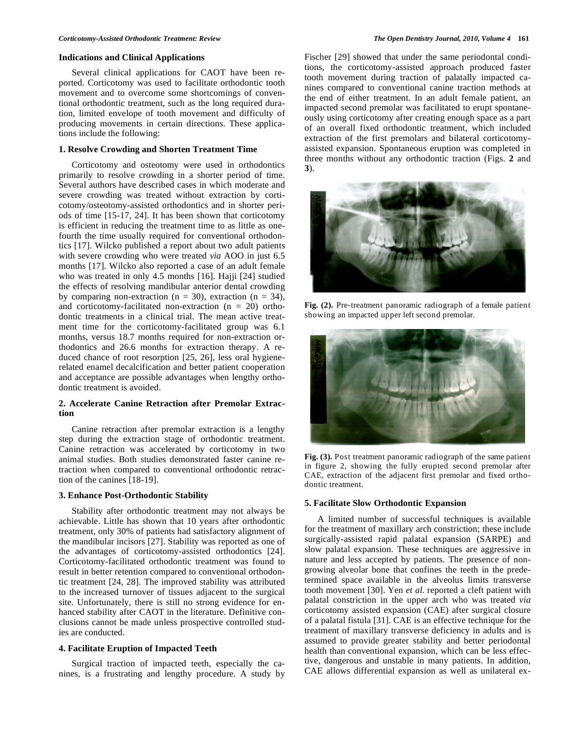### Indications and Clinical Applications

Several clinical applications for CAOT have been reported. Corticotomy was used to facilitate orthodontic tooth movement and to overcome some shortcomings of conventional orthodontic treatment, such as the long required duration, limited envelope of tooth movement and difficulty of producing movements in certain directions. These applications include the following:

#### 1. Resolve Crowding and Shorten Treatment Time

Corticotomy and osteotomy were used in orthodontics primarily to resolve crowding in a shorter period of time. Several authors have described cases in which moderate and severe crowding was treated without extraction by corticotomy/osteotomy-assisted orthodontics and in shorter periods of time [15-17, 24]. It has been shown that corticotomy is efficient in reducing the treatment time to as little as one-fourth the time usually required for conventional orthodontics [17]. Wilcko published a report about two adult patients with severe crowding who were treated *via* AOO in just 6.5 months [17]. Wilcko also reported a case of an adult female who was treated in only 4.5 months [16]. Hajji [24] studied the effects of resolving mandibular anterior dental crowding by comparing non-extraction ($n = 30$), extraction ($n = 34$), and corticotomy-facilitated non-extraction ($n = 20$) orthodontic treatments in a clinical trial. The mean active treatment time for the corticotomy-facilitated group was 6.1 months, versus 18.7 months required for non-extraction orthodontics and 26.6 months for extraction therapy. A reduced chance of root resorption [25, 26], less oral hygiene-related enamel decalcification and better patient cooperation and acceptance are possible advantages when lengthy orthodontic treatment is avoided.

#### 2. Accelerate Canine Retraction after Premolar Extraction

Canine retraction after premolar extraction is a lengthy step during the extraction stage of orthodontic treatment. Canine retraction was accelerated by corticotomy in two animal studies. Both studies demonstrated faster canine retraction when compared to conventional orthodontic retraction of the canines [18-19].

#### 3. Enhance Post-Orthodontic Stability

Stability after orthodontic treatment may not always be achievable. Little has shown that 10 years after orthodontic treatment, only 30% of patients had satisfactory alignment of the mandibular incisors [27]. Stability was reported as one of the advantages of corticotomy-assisted orthodontics [24]. Corticotomy-facilitated orthodontic treatment was found to result in better retention compared to conventional orthodontic treatment [24, 28]. The improved stability was attributed to the increased turnover of tissues adjacent to the surgical site. Unfortunately, there is still no strong evidence for enhanced stability after CAOT in the literature. Definitive conclusions cannot be made unless prospective controlled studies are conducted.

#### 4. Facilitate Eruption of Impacted Teeth

Surgical traction of impacted teeth, especially the canines, is a frustrating and lengthy procedure. A study by Fischer [29] showed that under the same periodontal conditions, the corticotomy-assisted approach produced faster tooth movement during traction of palatally impacted canines compared to conventional canine traction methods at the end of either treatment. In an adult female patient, an impacted second premolar was facilitated to erupt spontaneously using corticotomy after creating enough space as a part of an overall fixed orthodontic treatment, which included extraction of the first premolars and bilateral corticotomy-assisted expansion. Spontaneous eruption was completed in three months without any orthodontic traction (Figs. **2** and **3**).

**Fig. (2).** Pre-treatment panoramic radiograph of a female patient showing an impacted upper left second premolar.

**Fig. (3).** Post treatment panoramic radiograph of the same patient in figure 2, showing the fully erupted second premolar after CAE, extraction of the adjacent first premolar and fixed orthodontic treatment.

#### 5. Facilitate Slow Orthodontic Expansion

A limited number of successful techniques is available for the treatment of maxillary arch constriction; these include surgically-assisted rapid palatal expansion (SARPE) and slow palatal expansion. These techniques are aggressive in nature and less accepted by patients. The presence of non-growing alveolar bone that confines the teeth in the predetermined space available in the alveolus limits transverse tooth movement [30]. Yen *et al.* reported a cleft patient with palatal constriction in the upper arch who was treated *via* corticotomy assisted expansion (CAE) after surgical closure of a palatal fistula [31]. CAE is an effective technique for the treatment of maxillary transverse deficiency in adults and is assumed to provide greater stability and better periodontal health than conventional expansion, which can be less effective, dangerous and unstable in many patients. In addition, CAE allows differential expansion as well as unilateral ex-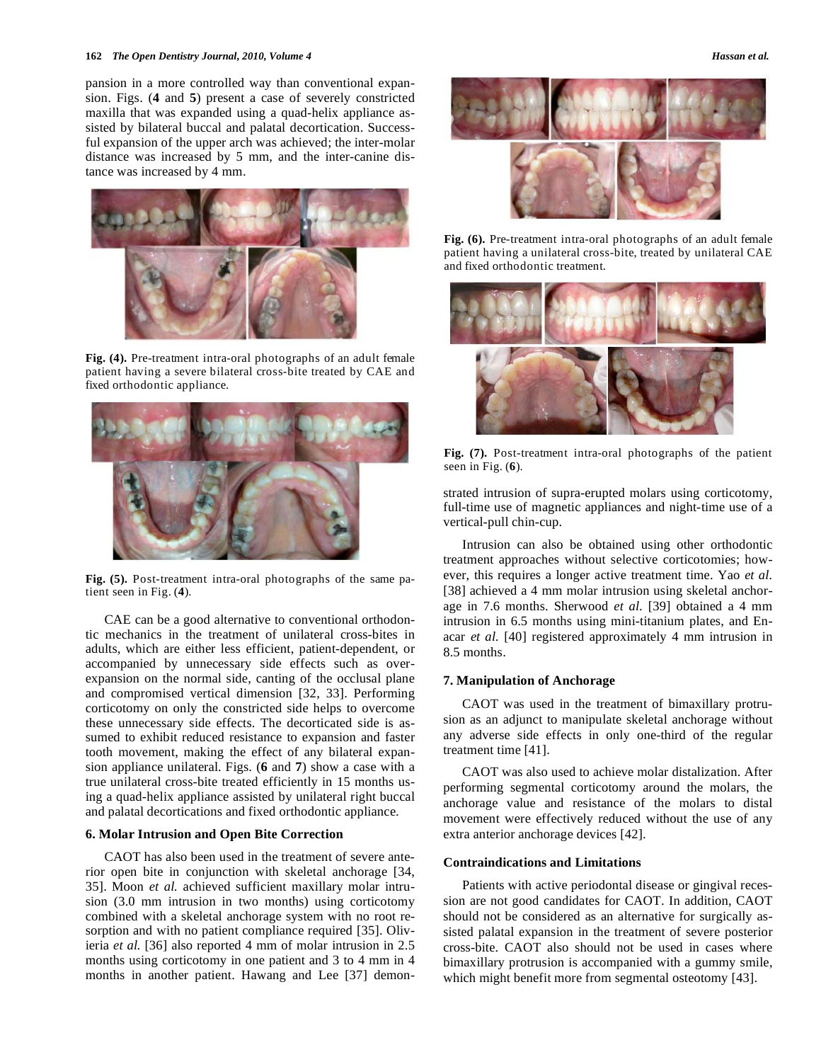pansion in a more controlled way than conventional expansion. Figs. (**4** and **5**) present a case of severely constricted maxilla that was expanded using a quad-helix appliance assisted by bilateral buccal and palatal decortication. Successful expansion of the upper arch was achieved; the inter-molar distance was increased by 5 mm, and the inter-canine distance was increased by 4 mm.

**Fig. (4).** Pre-treatment intra-oral photographs of an adult female patient having a severe bilateral cross-bite treated by CAE and fixed orthodontic appliance.

**Fig. (5).** Post-treatment intra-oral photographs of the same patient seen in Fig. (**4**).

CAE can be a good alternative to conventional orthodontic mechanics in the treatment of unilateral cross-bites in adults, which are either less efficient, patient-dependent, or accompanied by unnecessary side effects such as over-expansion on the normal side, canting of the occlusal plane and compromised vertical dimension [32, 33]. Performing corticotomy on only the constricted side helps to overcome these unnecessary side effects. The decorticated side is assumed to exhibit reduced resistance to expansion and faster tooth movement, making the effect of any bilateral expansion appliance unilateral. Figs. (**6** and **7**) show a case with a true unilateral cross-bite treated efficiently in 15 months using a quad-helix appliance assisted by unilateral right buccal and palatal decortications and fixed orthodontic appliance.

### 6. Molar Intrusion and Open Bite Correction

CAOT has also been used in the treatment of severe anterior open bite in conjunction with skeletal anchorage [34, 35]. Moon *et al.* achieved sufficient maxillary molar intrusion (3.0 mm intrusion in two months) using corticotomy combined with a skeletal anchorage system with no root resorption and with no patient compliance required [35]. Oliviera *et al.* [36] also reported 4 mm of molar intrusion in 2.5 months using corticotomy in one patient and 3 to 4 mm in 4 months in another patient. Hawang and Lee [37] demonstrated intrusion of supra-erupted molars using corticotomy, full-time use of magnetic appliances and night-time use of a vertical-pull chin-cup.

**Fig. (6).** Pre-treatment intra-oral photographs of an adult female patient having a unilateral cross-bite, treated by unilateral CAE and fixed orthodontic treatment.

**Fig. (7).** Post-treatment intra-oral photographs of the patient seen in Fig. (**6**).

Intrusion can also be obtained using other orthodontic treatment approaches without selective corticotomies; however, this requires a longer active treatment time. Yao *et al.* [38] achieved a 4 mm molar intrusion using skeletal anchorage in 7.6 months. Sherwood *et al.* [39] obtained a 4 mm intrusion in 6.5 months using mini-titanium plates, and Enacar *et al.* [40] registered approximately 4 mm intrusion in 8.5 months.

### 7. Manipulation of Anchorage

CAOT was used in the treatment of bimaxillary protrusion as an adjunct to manipulate skeletal anchorage without any adverse side effects in only one-third of the regular treatment time [41].

CAOT was also used to achieve molar distalization. After performing segmental corticotomy around the molars, the anchorage value and resistance of the molars to distal movement were effectively reduced without the use of any extra anterior anchorage devices [42].

### Contraindications and Limitations

Patients with active periodontal disease or gingival recession are not good candidates for CAOT. In addition, CAOT should not be considered as an alternative for surgically assisted palatal expansion in the treatment of severe posterior cross-bite. CAOT also should not be used in cases where bimaxillary protrusion is accompanied with a gummy smile, which might benefit more from segmental osteotomy [43].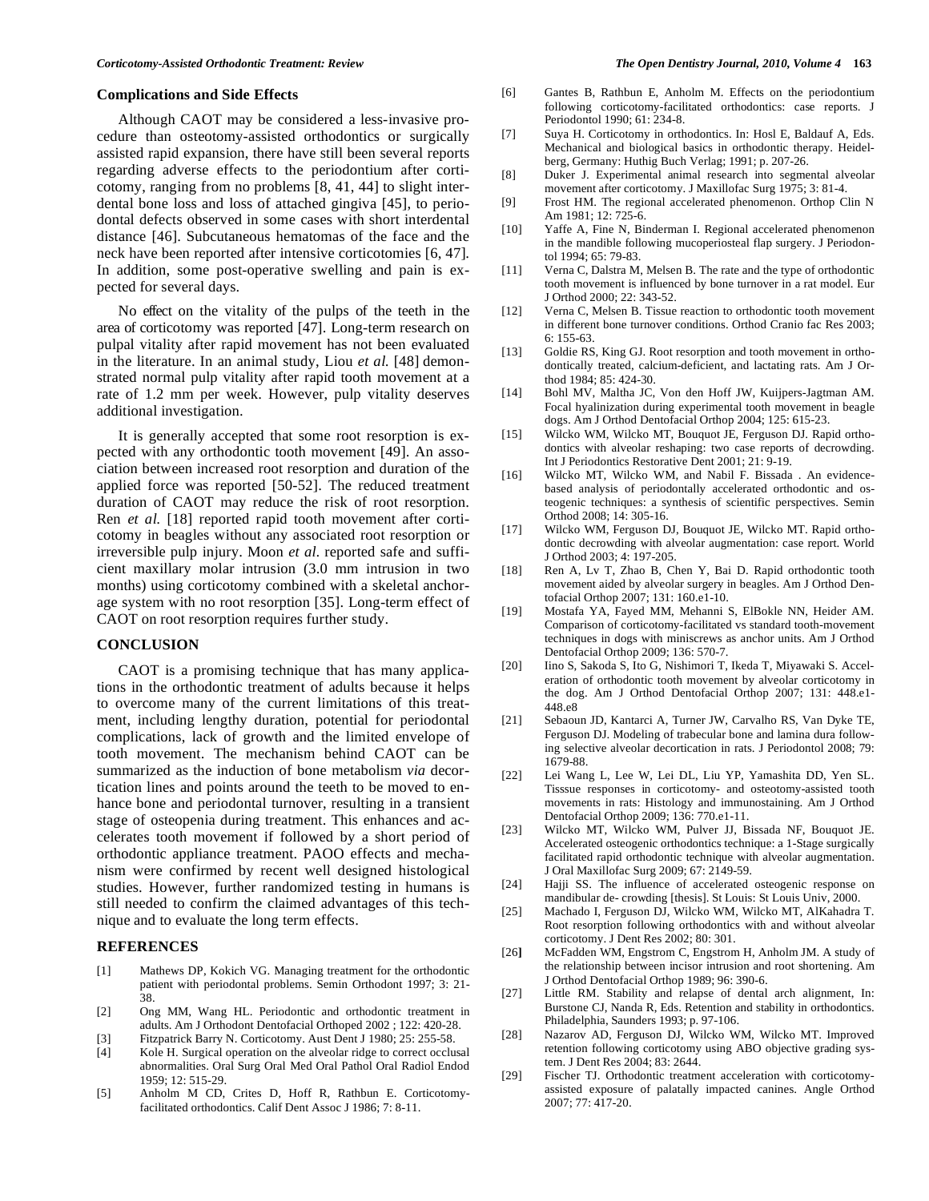### Complications and Side Effects

Although CAOT may be considered a less-invasive procedure than osteotomy-assisted orthodontics or surgically assisted rapid expansion, there have still been several reports regarding adverse effects to the periodontium after corticotomy, ranging from no problems [8, 41, 44] to slight interdental bone loss and loss of attached gingiva [45], to periodontal defects observed in some cases with short interdental distance [46]. Subcutaneous hematomas of the face and the neck have been reported after intensive corticotomies [6, 47]. In addition, some post-operative swelling and pain is expected for several days.

No effect on the vitality of the pulps of the teeth in the area of corticotomy was reported [47]. Long-term research on pulpal vitality after rapid movement has not been evaluated in the literature. In an animal study, Liou *et al.* [48] demonstrated normal pulp vitality after rapid tooth movement at a rate of 1.2 mm per week. However, pulp vitality deserves additional investigation.

It is generally accepted that some root resorption is expected with any orthodontic tooth movement [49]. An association between increased root resorption and duration of the applied force was reported [50-52]. The reduced treatment duration of CAOT may reduce the risk of root resorption. Ren *et al.* [18] reported rapid tooth movement after corticotomy in beagles without any associated root resorption or irreversible pulp injury. Moon *et al.* reported safe and sufficient maxillary molar intrusion (3.0 mm intrusion in two months) using corticotomy combined with a skeletal anchorage system with no root resorption [35]. Long-term effect of CAOT on root resorption requires further study.

## CONCLUSION

CAOT is a promising technique that has many applications in the orthodontic treatment of adults because it helps to overcome many of the current limitations of this treatment, including lengthy duration, potential for periodontal complications, lack of growth and the limited envelope of tooth movement. The mechanism behind CAOT can be summarized as the induction of bone metabolism *via* decortication lines and points around the teeth to be moved to enhance bone and periodontal turnover, resulting in a transient stage of osteopenia during treatment. This enhances and accelerates tooth movement if followed by a short period of orthodontic appliance treatment. PAOO effects and mechanism were confirmed by recent well designed histological studies. However, further randomized testing in humans is still needed to confirm the claimed advantages of this technique and to evaluate the long term effects.

## REFERENCES

[1] Mathews DP, Kokich VG. Managing treatment for the orthodontic patient with periodontal problems. Semin Orthodont 1997; 3: 21-38.

[2] Ong MM, Wang HL. Periodontic and orthodontic treatment in adults. Am J Orthodont Dentofacial Orthoped 2002 ; 122: 420-28.

[3] Fitzpatrick Barry N. Corticotomy. Aust Dent J 1980; 25: 255-58.

[4] Kole H. Surgical operation on the alveolar ridge to correct occlusal abnormalities. Oral Surg Oral Med Oral Pathol Oral Radiol Endod 1959; 12: 515-29.

[5] Anholm M CD, Crites D, Hoff R, Rathbun E. Corticotomy-facilitated orthodontics. Calif Dent Assoc J 1986; 7: 8-11.

[6] Gantes B, Rathbun E, Anholm M. Effects on the periodontium following corticotomy-facilitated orthodontics: case reports. J Periodontol 1990; 61: 234-8.

[7] Suya H. Corticotomy in orthodontics. In: Hosl E, Baldauf A, Eds. Mechanical and biological basics in orthodontic therapy. Heidelberg, Germany: Huthig Buch Verlag; 1991; p. 207-26.

[8] Duker J. Experimental animal research into segmental alveolar movement after corticotomy. J Maxillofac Surg 1975; 3: 81-4.

[9] Frost HM. The regional accelerated phenomenon. Orthop Clin N Am 1981; 12: 725-6.

[10] Yaffe A, Fine N, Binderman I. Regional accelerated phenomenon in the mandible following mucoperiosteal flap surgery. J Periodontol 1994; 65: 79-83.

[11] Verna C, Dalstra M, Melsen B. The rate and the type of orthodontic tooth movement is influenced by bone turnover in a rat model. Eur J Orthod 2000; 22: 343-52.

[12] Verna C, Melsen B. Tissue reaction to orthodontic tooth movement in different bone turnover conditions. Orthod Cranio fac Res 2003; 6: 155-63.

[13] Goldie RS, King GJ. Root resorption and tooth movement in orthodontically treated, calcium-deficient, and lactating rats. Am J Orthod 1984; 85: 424-30.

[14] Bohl MV, Maltha JC, Von den Hoff JW, Kuijpers-Jagtman AM. Focal hyalinization during experimental tooth movement in beagle dogs. Am J Orthod Dentofacial Orthop 2004; 125: 615-23.

[15] Wilcko WM, Wilcko MT, Bouquot JE, Ferguson DJ. Rapid orthodontics with alveolar reshaping: two case reports of decrowding. Int J Periodontics Restorative Dent 2001; 21: 9-19.

[16] Wilcko MT, Wilcko WM, and Nabil F. Bissada . An evidence-based analysis of periodontally accelerated orthodontic and osteogenic techniques: a synthesis of scientific perspectives. Semin Orthod 2008; 14: 305-16.

[17] Wilcko WM, Ferguson DJ, Bouquot JE, Wilcko MT. Rapid orthodontic decrowding with alveolar augmentation: case report. World J Orthod 2003; 4: 197-205.

[18] Ren A, Lv T, Zhao B, Chen Y, Bai D. Rapid orthodontic tooth movement aided by alveolar surgery in beagles. Am J Orthod Dentofacial Orthop 2007; 131: 160.e1-10.

[19] Mostafa YA, Fayed MM, Mehanni S, ElBokle NN, Heider AM. Comparison of corticotomy-facilitated vs standard tooth-movement techniques in dogs with miniscrews as anchor units. Am J Orthod Dentofacial Orthop 2009; 136: 570-7.

[20] Iino S, Sakoda S, Ito G, Nishimori T, Ikeda T, Miyawaki S. Acceleration of orthodontic tooth movement by alveolar corticotomy in the dog. Am J Orthod Dentofacial Orthop 2007; 131: 448.e1-448.e8

[21] Sebaoun JD, Kantarci A, Turner JW, Carvalho RS, Van Dyke TE, Ferguson DJ. Modeling of trabecular bone and lamina dura following selective alveolar decortication in rats. J Periodontol 2008; 79: 1679-88.

[22] Lei Wang L, Lee W, Lei DL, Liu YP, Yamashita DD, Yen SL. Tisssue responses in corticotomy- and osteotomy-assisted tooth movements in rats: Histology and immunostaining. Am J Orthod Dentofacial Orthop 2009; 136: 770.e1-11.

[23] Wilcko MT, Wilcko WM, Pulver JJ, Bissada NF, Bouquot JE. Accelerated osteogenic orthodontics technique: a 1-Stage surgically facilitated rapid orthodontic technique with alveolar augmentation. J Oral Maxillofac Surg 2009; 67: 2149-59.

[24] Hajji SS. The influence of accelerated osteogenic response on mandibular de- crowding [thesis]. St Louis: St Louis Univ, 2000.

[25] Machado I, Ferguson DJ, Wilcko WM, Wilcko MT, AlKahadra T. Root resorption following orthodontics with and without alveolar corticotomy. J Dent Res 2002; 80: 301.

[26] McFadden WM, Engstrom C, Engstrom H, Anholm JM. A study of the relationship between incisor intrusion and root shortening. Am J Orthod Dentofacial Orthop 1989; 96: 390-6.

[27] Little RM. Stability and relapse of dental arch alignment, In: Burstone CJ, Nanda R, Eds. Retention and stability in orthodontics. Philadelphia, Saunders 1993; p. 97-106.

[28] Nazarov AD, Ferguson DJ, Wilcko WM, Wilcko MT. Improved retention following corticotomy using ABO objective grading system. J Dent Res 2004; 83: 2644.

[29] Fischer TJ. Orthodontic treatment acceleration with corticotomy-assisted exposure of palatally impacted canines. Angle Orthod 2007; 77: 417-20.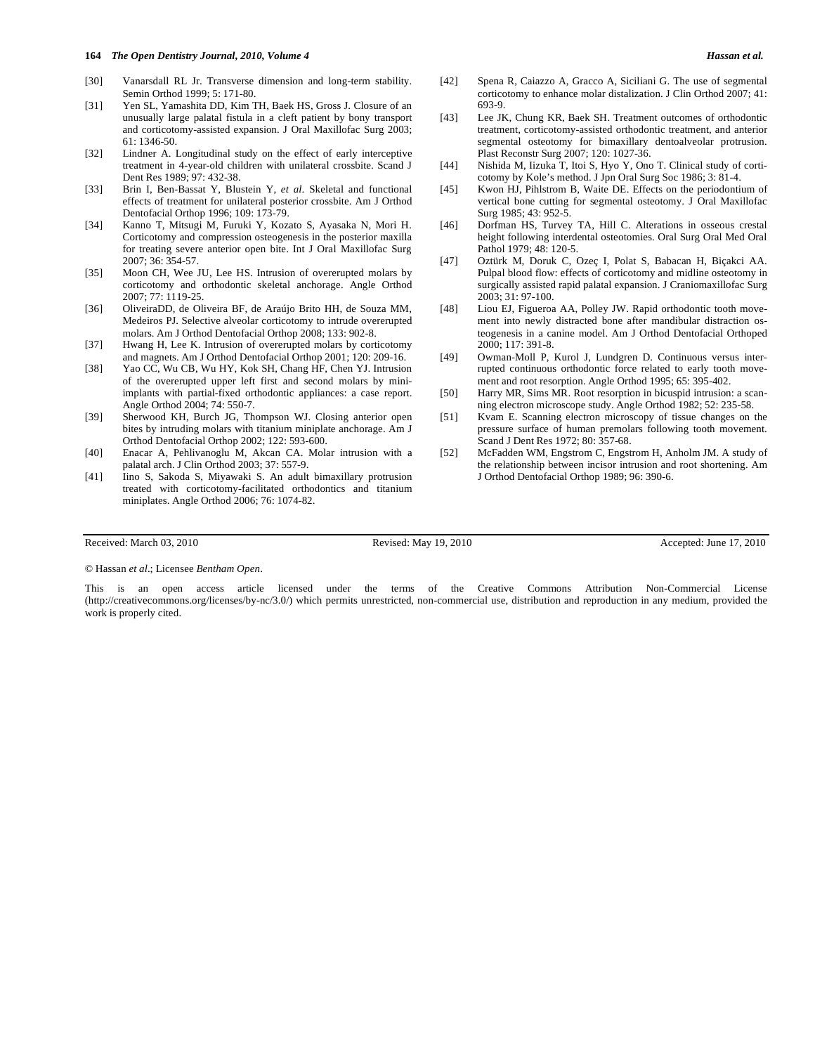[30] Vanarsdall RL Jr. Transverse dimension and long-term stability. Semin Orthod 1999; 5: 171-80.

[31] Yen SL, Yamashita DD, Kim TH, Baek HS, Gross J. Closure of an unusually large palatal fistula in a cleft patient by bony transport and corticotomy-assisted expansion. J Oral Maxillofac Surg 2003; 61: 1346-50.

[32] Lindner A. Longitudinal study on the effect of early interceptive treatment in 4-year-old children with unilateral crossbite. Scand J Dent Res 1989; 97: 432-38.

[33] Brin I, Ben-Bassat Y, Blustein Y, *et al*. Skeletal and functional effects of treatment for unilateral posterior crossbite. Am J Orthod Dentofacial Orthop 1996; 109: 173-79.

[34] Kanno T, Mitsugi M, Furuki Y, Kozato S, Ayasaka N, Mori H. Corticotomy and compression osteogenesis in the posterior maxilla for treating severe anterior open bite. Int J Oral Maxillofac Surg 2007; 36: 354-57.

[35] Moon CH, Wee JU, Lee HS. Intrusion of overerupted molars by corticotomy and orthodontic skeletal anchorage. Angle Orthod 2007; 77: 1119-25.

[36] OliveiraDD, de Oliveira BF, de Araújo Brito HH, de Souza MM, Medeiros PJ. Selective alveolar corticotomy to intrude overerupted molars. Am J Orthod Dentofacial Orthop 2008; 133: 902-8.

[37] Hwang H, Lee K. Intrusion of overerupted molars by corticotomy and magnets. Am J Orthod Dentofacial Orthop 2001; 120: 209-16.

[38] Yao CC, Wu CB, Wu HY, Kok SH, Chang HF, Chen YJ. Intrusion of the overerupted upper left first and second molars by mini-implants with partial-fixed orthodontic appliances: a case report. Angle Orthod 2004; 74: 550-7.

[39] Sherwood KH, Burch JG, Thompson WJ. Closing anterior open bites by intruding molars with titanium miniplate anchorage. Am J Orthod Dentofacial Orthop 2002; 122: 593-600.

[40] Enacar A, Pehlivanoglu M, Akcan CA. Molar intrusion with a palatal arch. J Clin Orthod 2003; 37: 557-9.

[41] Iino S, Sakoda S, Miyawaki S. An adult bimaxillary protrusion treated with corticotomy-facilitated orthodontics and titanium miniplates. Angle Orthod 2006; 76: 1074-82.

[42] Spena R, Caiazzo A, Gracco A, Siciliani G. The use of segmental corticotomy to enhance molar distalization. J Clin Orthod 2007; 41: 693-9.

[43] Lee JK, Chung KR, Baek SH. Treatment outcomes of orthodontic treatment, corticotomy-assisted orthodontic treatment, and anterior segmental osteotomy for bimaxillary dentoalveolar protrusion. Plast Reconstr Surg 2007; 120: 1027-36.

[44] Nishida M, Iizuka T, Itoi S, Hyo Y, Ono T. Clinical study of corticotomy by Kole's method. J Jpn Oral Surg Soc 1986; 3: 81-4.

[45] Kwon HJ, Pihlstrom B, Waite DE. Effects on the periodontium of vertical bone cutting for segmental osteotomy. J Oral Maxillofac Surg 1985; 43: 952-5.

[46] Dorfman HS, Turvey TA, Hill C. Alterations in osseous crestal height following interdental osteotomies. Oral Surg Oral Med Oral Pathol 1979; 48: 120-5.

[47] Oztürk M, Doruk C, Ozeç I, Polat S, Babacan H, Biçakci AA. Pulpal blood flow: effects of corticotomy and midline osteotomy in surgically assisted rapid palatal expansion. J Craniomaxillofac Surg 2003; 31: 97-100.

[48] Liou EJ, Figueroa AA, Polley JW. Rapid orthodontic tooth movement into newly distracted bone after mandibular distraction osteogenesis in a canine model. Am J Orthod Dentofacial Orthoped 2000; 117: 391-8.

[49] Owman-Moll P, Kurol J, Lundgren D. Continuous versus interrupted continuous orthodontic force related to early tooth movement and root resorption. Angle Orthod 1995; 65: 395-402.

[50] Harry MR, Sims MR. Root resorption in bicuspid intrusion: a scanning electron microscope study. Angle Orthod 1982; 52: 235-58.

[51] Kvam E. Scanning electron microscopy of tissue changes on the pressure surface of human premolars following tooth movement. Scand J Dent Res 1972; 80: 357-68.

[52] McFadden WM, Engstrom C, Engstrom H, Anholm JM. A study of the relationship between incisor intrusion and root shortening. Am J Orthod Dentofacial Orthop 1989; 96: 390-6.

Received: March 03, 2010 Revised: May 19, 2010 Accepted: June 17, 2010

© Hassan *et al*.; Licensee *Bentham Open*.

This is an open access article licensed under the terms of the Creative Commons Attribution Non-Commercial License (http://creativecommons.org/licenses/by-nc/3.0/) which permits unrestricted, non-commercial use, distribution and reproduction in any medium, provided the work is properly cited.